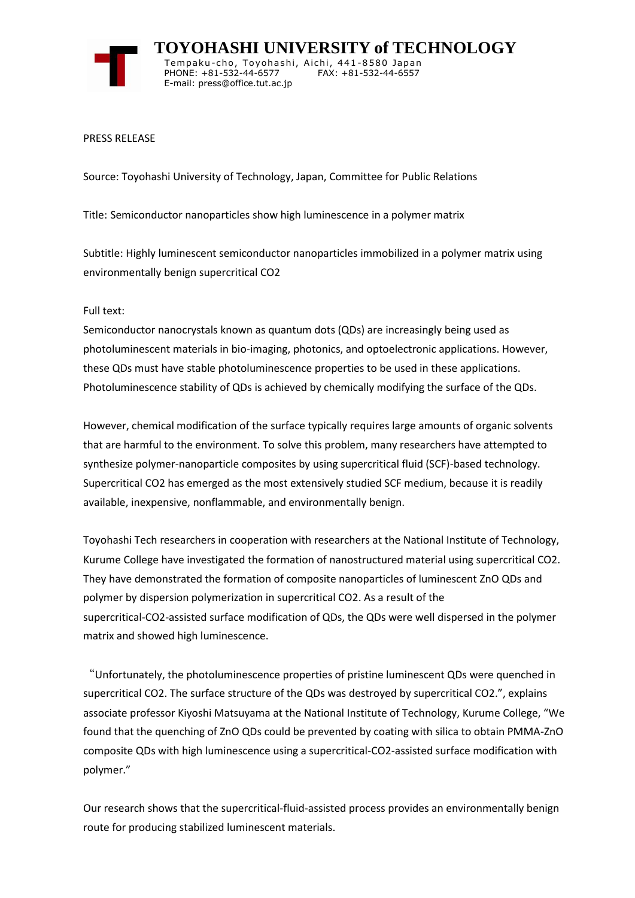# TOYOHASHI UNIVERSITY of TECHNOLOGY

Tempaku-cho, Toyohashi, Aichi, 441-8580 Japan
PHONE: +81-532-44-6577 FAX: +81-532-44-6557
E-mail: press@office.tut.ac.jp

PRESS RELEASE

Source: Toyohashi University of Technology, Japan, Committee for Public Relations

Title: Semiconductor nanoparticles show high luminescence in a polymer matrix

Subtitle: Highly luminescent semiconductor nanoparticles immobilized in a polymer matrix using environmentally benign supercritical $CO_2$

Full text:

Semiconductor nanocrystals known as quantum dots (QDs) are increasingly being used as photoluminescent materials in bio-imaging, photonics, and optoelectronic applications. However, these QDs must have stable photoluminescence properties to be used in these applications. Photoluminescence stability of QDs is achieved by chemically modifying the surface of the QDs.

However, chemical modification of the surface typically requires large amounts of organic solvents that are harmful to the environment. To solve this problem, many researchers have attempted to synthesize polymer-nanoparticle composites by using supercritical fluid (SCF)-based technology. Supercritical $CO_2$ has emerged as the most extensively studied SCF medium, because it is readily available, inexpensive, nonflammable, and environmentally benign.

Toyohashi Tech researchers in cooperation with researchers at the National Institute of Technology, Kurume College have investigated the formation of nanostructured material using supercritical $CO_2$. They have demonstrated the formation of composite nanoparticles of luminescent ZnO QDs and polymer by dispersion polymerization in supercritical $CO_2$. As a result of the supercritical-$CO_2$-assisted surface modification of QDs, the QDs were well dispersed in the polymer matrix and showed high luminescence.

"Unfortunately, the photoluminescence properties of pristine luminescent QDs were quenched in supercritical $CO_2$. The surface structure of the QDs was destroyed by supercritical $CO_2$.", explains associate professor Kiyoshi Matsuyama at the National Institute of Technology, Kurume College, "We found that the quenching of ZnO QDs could be prevented by coating with silica to obtain PMMA-ZnO composite QDs with high luminescence using a supercritical-$CO_2$-assisted surface modification with polymer."

Our research shows that the supercritical-fluid-assisted process provides an environmentally benign route for producing stabilized luminescent materials.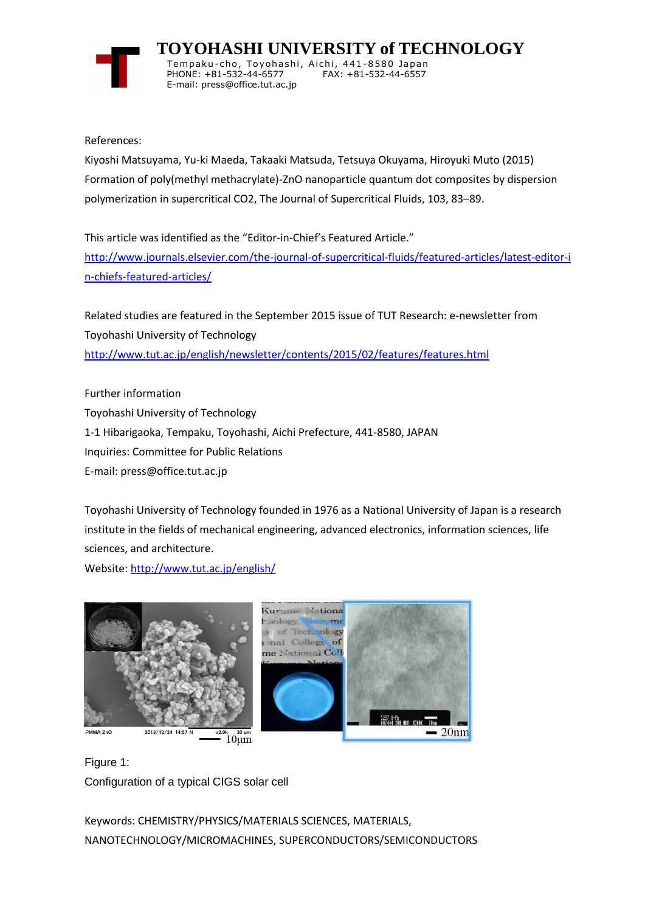References:

Kiyoshi Matsuyama, Yu-ki Maeda, Takaaki Matsuda, Tetsuya Okuyama, Hiroyuki Muto (2015) Formation of poly(methyl methacrylate)-ZnO nanoparticle quantum dot composites by dispersion polymerization in supercritical CO2, The Journal of Supercritical Fluids, 103, 83–89.

This article was identified as the "Editor-in-Chief's Featured Article."
http://www.journals.elsevier.com/the-journal-of-supercritical-fluids/featured-articles/latest-editor-in-chiefs-featured-articles/

Related studies are featured in the September 2015 issue of TUT Research: e-newsletter from Toyohashi University of Technology
http://www.tut.ac.jp/english/newsletter/contents/2015/02/features/features.html

Further information
Toyohashi University of Technology
1-1 Hibarigaoka, Tempaku, Toyohashi, Aichi Prefecture, 441-8580, JAPAN
Inquiries: Committee for Public Relations
E-mail: press@office.tut.ac.jp

Toyohashi University of Technology founded in 1976 as a National University of Japan is a research institute in the fields of mechanical engineering, advanced electronics, information sciences, life sciences, and architecture.
Website: http://www.tut.ac.jp/english/

PMMA ZnO 2013/12/24 14:57 N x2.0k 30 um
10μm

20nm

Figure 1:
Configuration of a typical CIGS solar cell

Keywords: CHEMISTRY/PHYSICS/MATERIALS SCIENCES, MATERIALS, NANOTECHNOLOGY/MICROMACHINES, SUPERCONDUCTORS/SEMICONDUCTORS